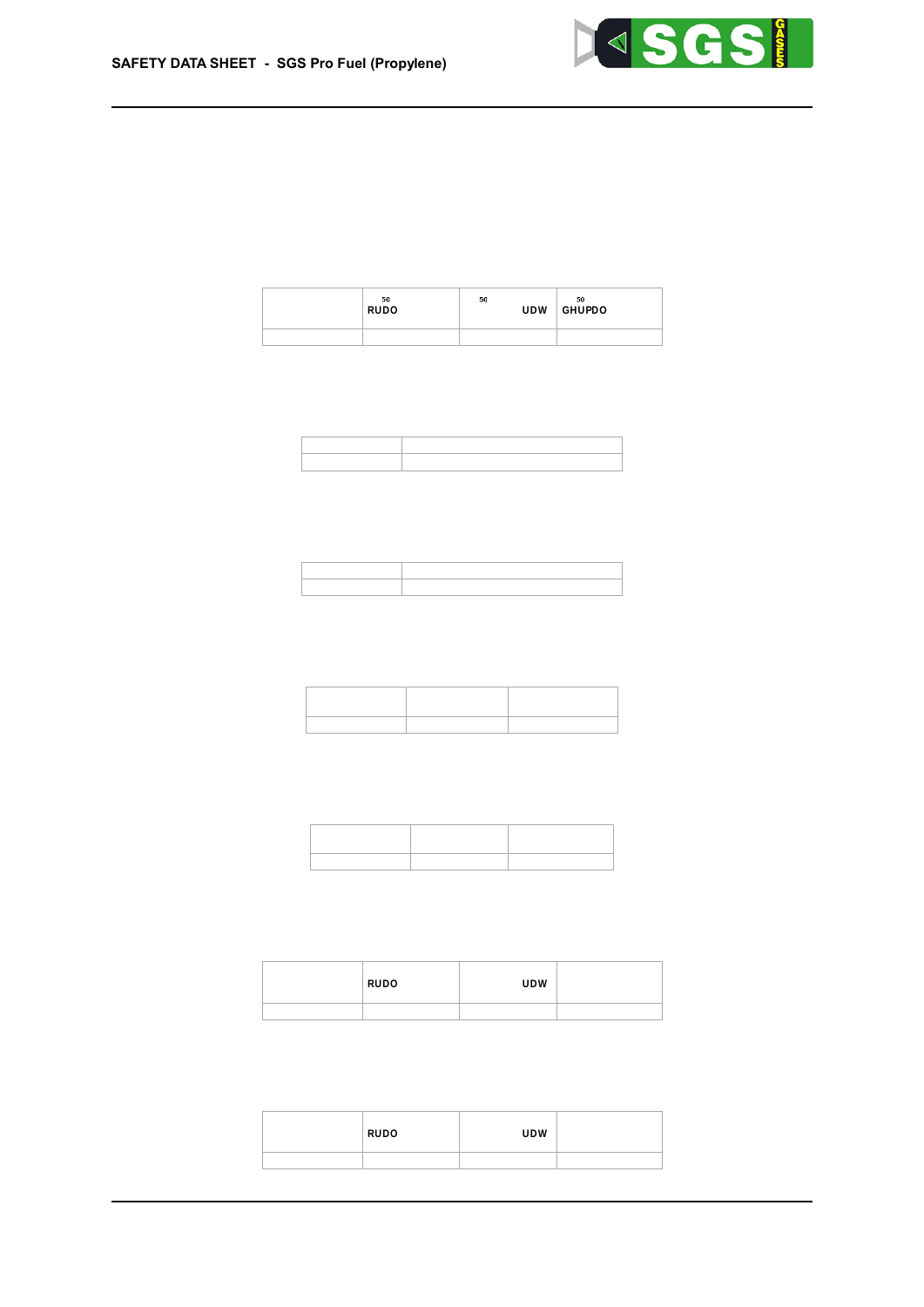| | 50 RUDO | 50 UDW | 50 GHUPDO |
|---|---|---|---|
| | | | |

| | |
|---|---|
| | |

| | |
|---|---|
| | |

| | | |
|---|---|---|
| | | |

| | | |
|---|---|---|
| | | |

| | RUDO | UDW | |
|---|---|---|---|
| | | | |

| | RUDO | UDW | |
|---|---|---|---|
| | | | |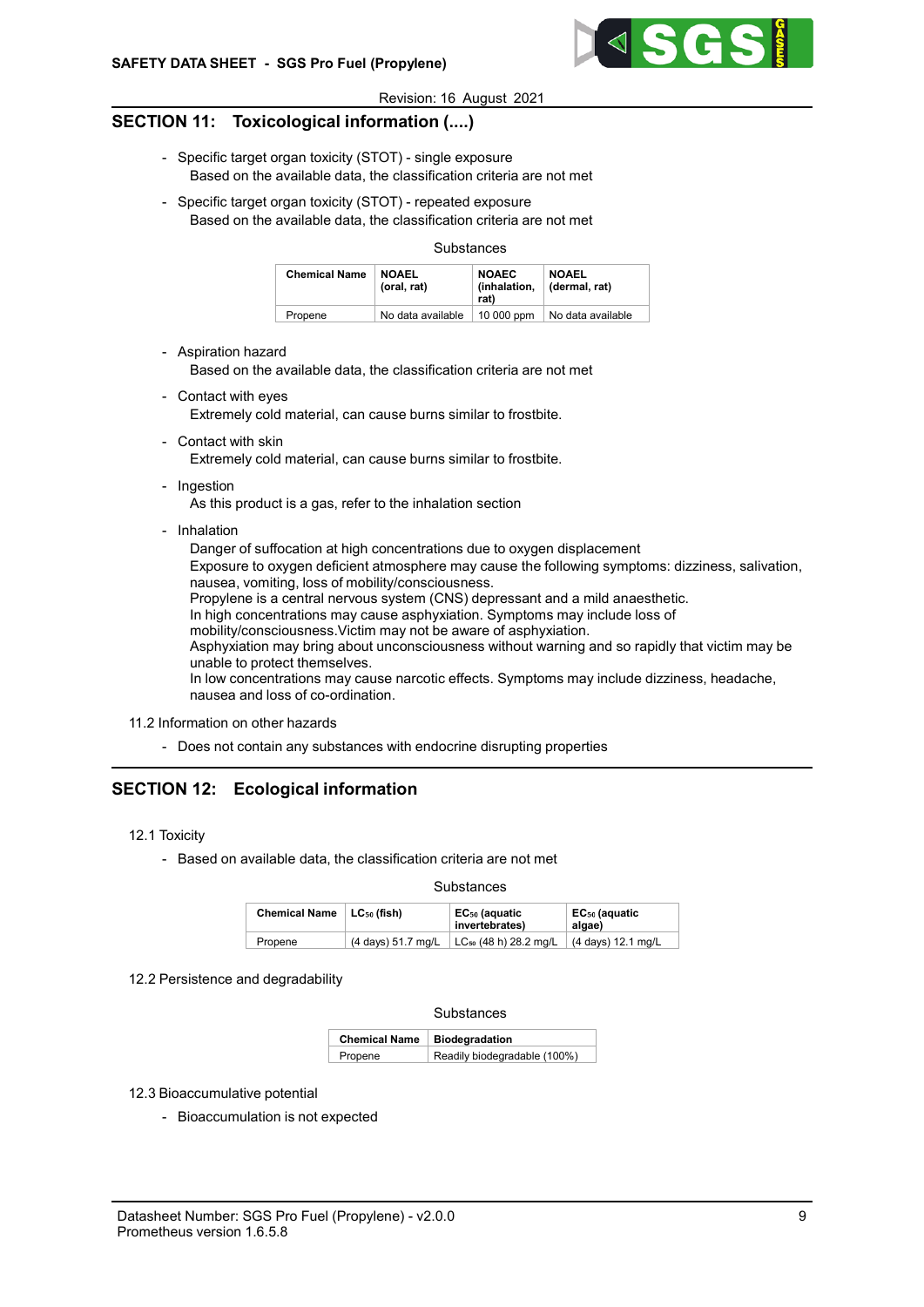## SECTION 11: Toxicological information (....)

- Specific target organ toxicity (STOT) - single exposure
  Based on the available data, the classification criteria are not met
- Specific target organ toxicity (STOT) - repeated exposure
  Based on the available data, the classification criteria are not met

Substances

| Chemical Name | NOAEL (oral, rat) | NOAEC (inhalation, rat) | NOAEL (dermal, rat) |
|---|---|---|---|
| Propene | No data available | 10 000 ppm | No data available |

- Aspiration hazard
  Based on the available data, the classification criteria are not met
- Contact with eyes
  Extremely cold material, can cause burns similar to frostbite.
- Contact with skin
  Extremely cold material, can cause burns similar to frostbite.
- Ingestion
  As this product is a gas, refer to the inhalation section
- Inhalation
  Danger of suffocation at high concentrations due to oxygen displacement
  Exposure to oxygen deficient atmosphere may cause the following symptoms: dizziness, salivation, nausea, vomiting, loss of mobility/consciousness.
  Propylene is a central nervous system (CNS) depressant and a mild anaesthetic.
  In high concentrations may cause asphyxiation. Symptoms may include loss of mobility/consciousness.Victim may not be aware of asphyxiation.
  Asphyxiation may bring about unconsciousness without warning and so rapidly that victim may be unable to protect themselves.
  In low concentrations may cause narcotic effects. Symptoms may include dizziness, headache, nausea and loss of co-ordination.

11.2 Information on other hazards

- Does not contain any substances with endocrine disrupting properties

## SECTION 12: Ecological information

12.1 Toxicity

- Based on available data, the classification criteria are not met

Substances

| Chemical Name | $LC_{50}$ (fish) | $EC_{50}$ (aquatic invertebrates) | $EC_{50}$ (aquatic algae) |
|---|---|---|---|
| Propene | (4 days) 51.7 mg/L | $LC_{50}$ (48 h) 28.2 mg/L | (4 days) 12.1 mg/L |

12.2 Persistence and degradability

Substances

| Chemical Name | Biodegradation |
|---|---|
| Propene | Readily biodegradable (100%) |

12.3 Bioaccumulative potential

- Bioaccumulation is not expected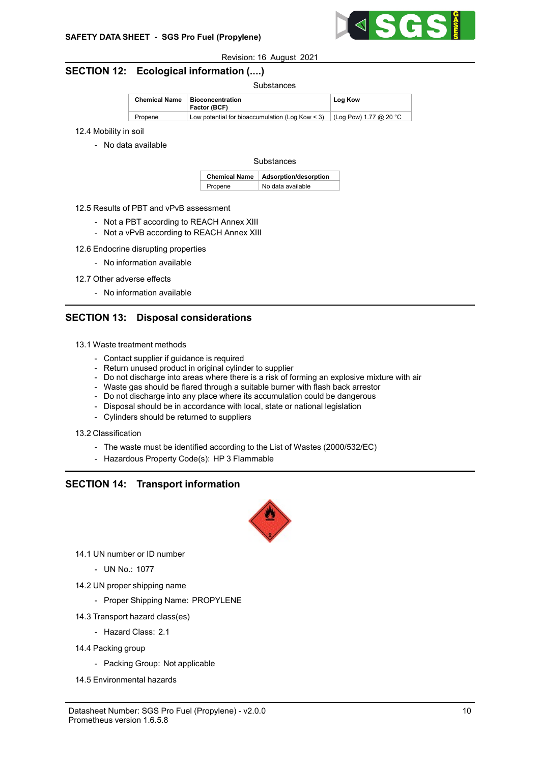Revision: 16 August 2021

## SECTION 12: Ecological information (....)

Substances

| Chemical Name | Bioconcentration Factor (BCF) | Log Kow |
|---|---|---|
| Propene | Low potential for bioaccumulation (Log Kow < 3) | (Log Pow) 1.77 @ 20 °C |

12.4 Mobility in soil

- No data available

Substances

| Chemical Name | Adsorption/desorption |
|---|---|
| Propene | No data available |

12.5 Results of PBT and vPvB assessment

- Not a PBT according to REACH Annex XIII
- Not a vPvB according to REACH Annex XIII

12.6 Endocrine disrupting properties

- No information available

12.7 Other adverse effects

- No information available

## SECTION 13: Disposal considerations

13.1 Waste treatment methods

- Contact supplier if guidance is required
- Return unused product in original cylinder to supplier
- Do not discharge into areas where there is a risk of forming an explosive mixture with air
- Waste gas should be flared through a suitable burner with flash back arrestor
- Do not discharge into any place where its accumulation could be dangerous
- Disposal should be in accordance with local, state or national legislation
- Cylinders should be returned to suppliers

13.2 Classification

- The waste must be identified according to the List of Wastes (2000/532/EC)
- Hazardous Property Code(s): HP 3 Flammable

## SECTION 14: Transport information

14.1 UN number or ID number

- UN No.: 1077

14.2 UN proper shipping name

- Proper Shipping Name: PROPYLENE

14.3 Transport hazard class(es)

- Hazard Class: 2.1

14.4 Packing group

- Packing Group: Not applicable

14.5 Environmental hazards

Datasheet Number: SGS Pro Fuel (Propylene) - v2.0.0
Prometheus version 1.6.5.8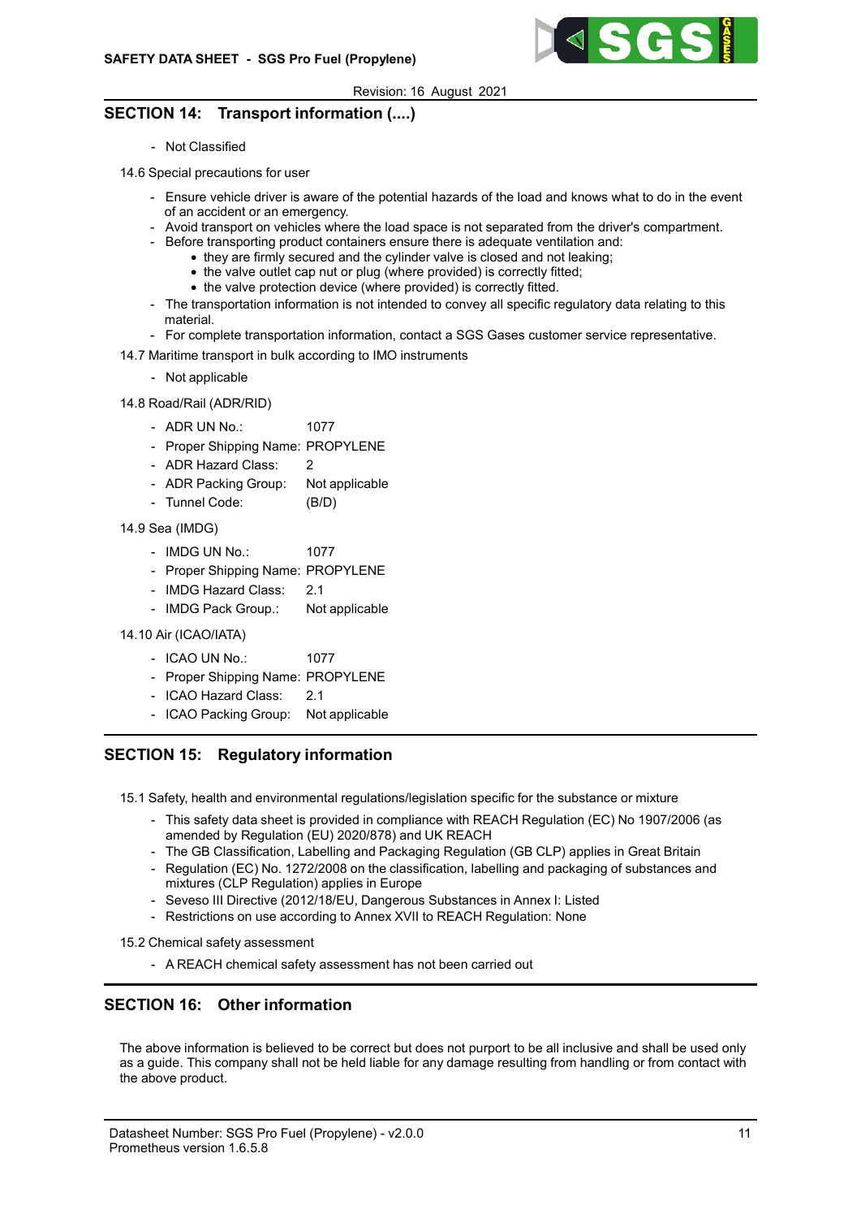## SECTION 14: Transport information (....)

- Not Classified

14.6 Special precautions for user

- Ensure vehicle driver is aware of the potential hazards of the load and knows what to do in the event of an accident or an emergency.
- Avoid transport on vehicles where the load space is not separated from the driver's compartment.
- Before transporting product containers ensure there is adequate ventilation and:
  - they are firmly secured and the cylinder valve is closed and not leaking;
  - the valve outlet cap nut or plug (where provided) is correctly fitted;
  - the valve protection device (where provided) is correctly fitted.
- The transportation information is not intended to convey all specific regulatory data relating to this material.
- For complete transportation information, contact a SGS Gases customer service representative.

14.7 Maritime transport in bulk according to IMO instruments

- Not applicable

14.8 Road/Rail (ADR/RID)

- ADR UN No.: 1077
- Proper Shipping Name: PROPYLENE
- ADR Hazard Class: 2
- ADR Packing Group: Not applicable
- Tunnel Code: (B/D)

14.9 Sea (IMDG)

- IMDG UN No.: 1077
- Proper Shipping Name: PROPYLENE
- IMDG Hazard Class: 2.1
- IMDG Pack Group.: Not applicable

14.10 Air (ICAO/IATA)

- ICAO UN No.: 1077
- Proper Shipping Name: PROPYLENE
- ICAO Hazard Class: 2.1
- ICAO Packing Group: Not applicable

## SECTION 15: Regulatory information

15.1 Safety, health and environmental regulations/legislation specific for the substance or mixture

- This safety data sheet is provided in compliance with REACH Regulation (EC) No 1907/2006 (as amended by Regulation (EU) 2020/878) and UK REACH
- The GB Classification, Labelling and Packaging Regulation (GB CLP) applies in Great Britain
- Regulation (EC) No. 1272/2008 on the classification, labelling and packaging of substances and mixtures (CLP Regulation) applies in Europe
- Seveso III Directive (2012/18/EU, Dangerous Substances in Annex I: Listed
- Restrictions on use according to Annex XVII to REACH Regulation: None

15.2 Chemical safety assessment

- A REACH chemical safety assessment has not been carried out

## SECTION 16: Other information

The above information is believed to be correct but does not purport to be all inclusive and shall be used only as a guide. This company shall not be held liable for any damage resulting from handling or from contact with the above product.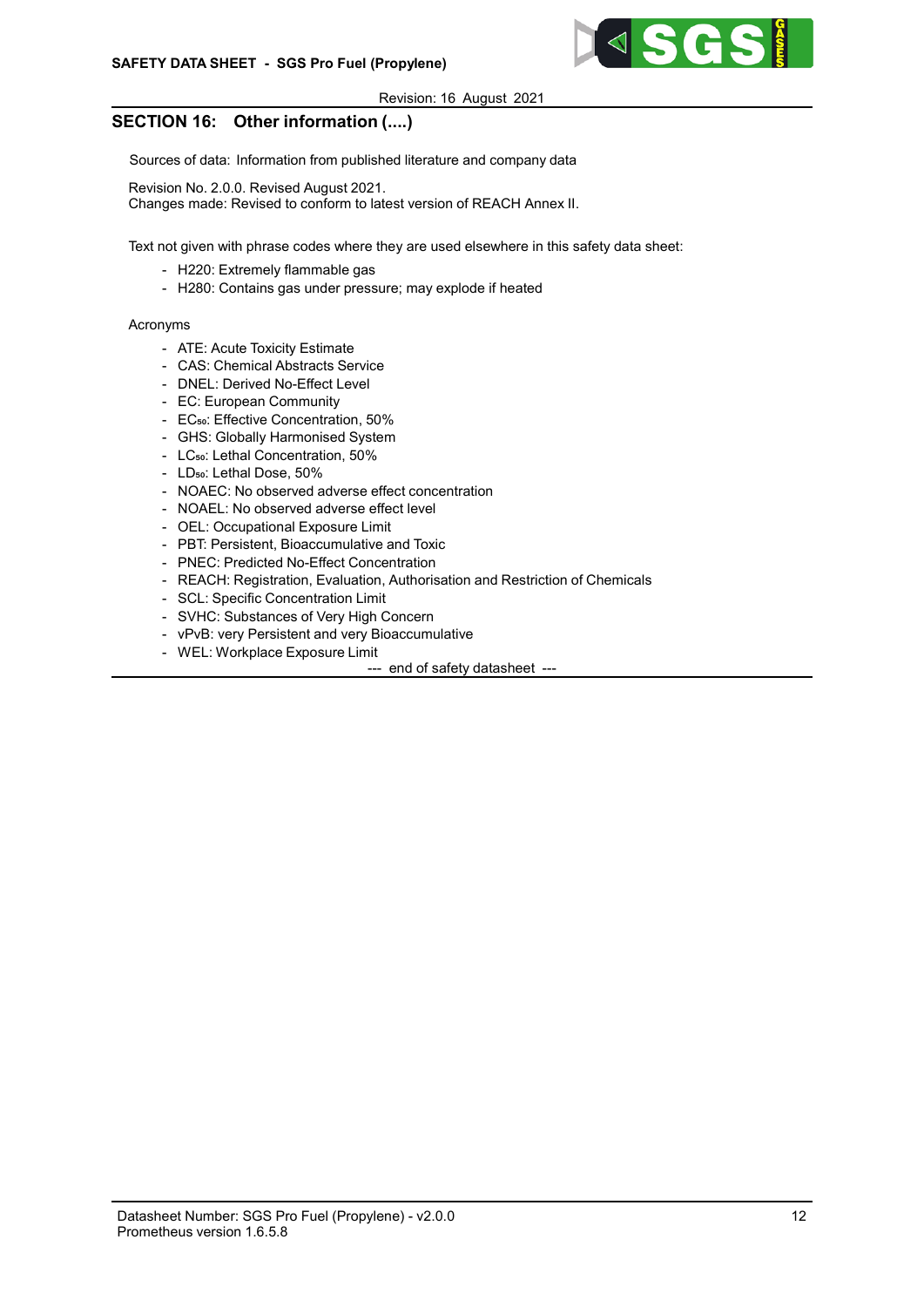## SECTION 16: Other information (....)

Sources of data: Information from published literature and company data

Revision No. 2.0.0. Revised August 2021.
Changes made: Revised to conform to latest version of REACH Annex II.

Text not given with phrase codes where they are used elsewhere in this safety data sheet:

- H220: Extremely flammable gas
- H280: Contains gas under pressure; may explode if heated

Acronyms

- ATE: Acute Toxicity Estimate
- CAS: Chemical Abstracts Service
- DNEL: Derived No-Effect Level
- EC: European Community
- $EC_{50}$: Effective Concentration, 50%
- GHS: Globally Harmonised System
- $LC_{50}$: Lethal Concentration, 50%
- $LD_{50}$: Lethal Dose, 50%
- NOAEC: No observed adverse effect concentration
- NOAEL: No observed adverse effect level
- OEL: Occupational Exposure Limit
- PBT: Persistent, Bioaccumulative and Toxic
- PNEC: Predicted No-Effect Concentration
- REACH: Registration, Evaluation, Authorisation and Restriction of Chemicals
- SCL: Specific Concentration Limit
- SVHC: Substances of Very High Concern
- vPvB: very Persistent and very Bioaccumulative
- WEL: Workplace Exposure Limit

--- end of safety datasheet ---